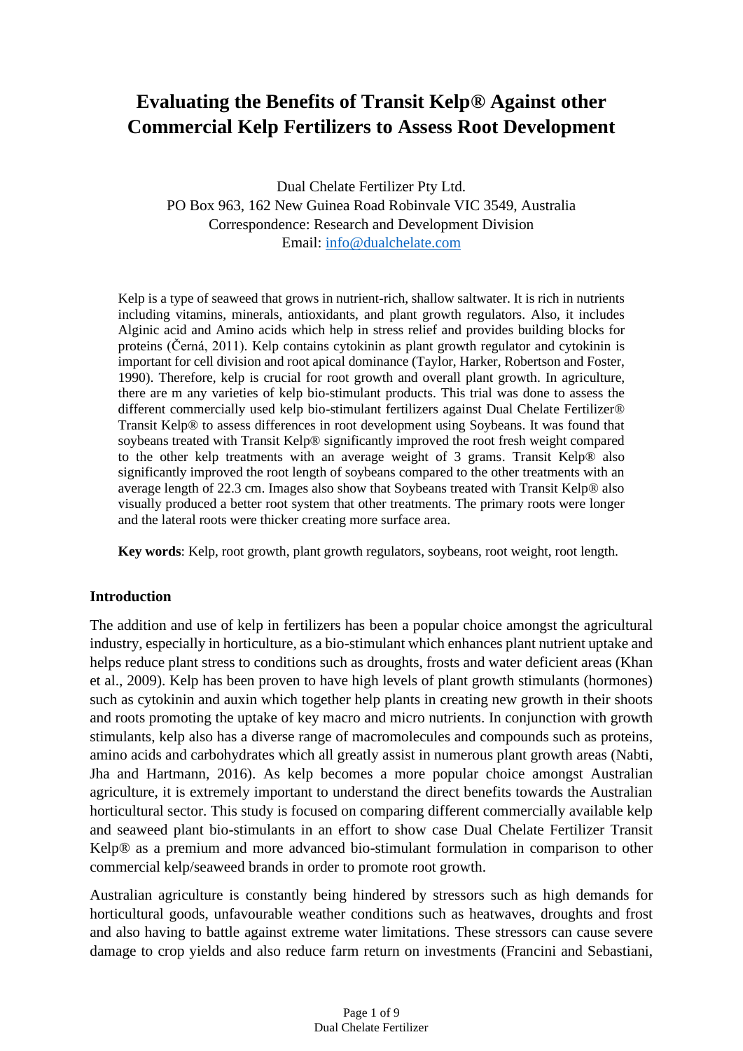# Evaluating the Benefits of Transit Kelp® Against other Commercial Kelp Fertilizers to Assess Root Development

Dual Chelate Fertilizer Pty Ltd.
PO Box 963, 162 New Guinea Road Robinvale VIC 3549, Australia
Correspondence: Research and Development Division
Email: info@dualchelate.com

Kelp is a type of seaweed that grows in nutrient-rich, shallow saltwater. It is rich in nutrients including vitamins, minerals, antioxidants, and plant growth regulators. Also, it includes Alginic acid and Amino acids which help in stress relief and provides building blocks for proteins (Černá, 2011). Kelp contains cytokinin as plant growth regulator and cytokinin is important for cell division and root apical dominance (Taylor, Harker, Robertson and Foster, 1990). Therefore, kelp is crucial for root growth and overall plant growth. In agriculture, there are m any varieties of kelp bio-stimulant products. This trial was done to assess the different commercially used kelp bio-stimulant fertilizers against Dual Chelate Fertilizer® Transit Kelp® to assess differences in root development using Soybeans. It was found that soybeans treated with Transit Kelp® significantly improved the root fresh weight compared to the other kelp treatments with an average weight of 3 grams. Transit Kelp® also significantly improved the root length of soybeans compared to the other treatments with an average length of 22.3 cm. Images also show that Soybeans treated with Transit Kelp® also visually produced a better root system that other treatments. The primary roots were longer and the lateral roots were thicker creating more surface area.

**Key words**: Kelp, root growth, plant growth regulators, soybeans, root weight, root length.

## Introduction

The addition and use of kelp in fertilizers has been a popular choice amongst the agricultural industry, especially in horticulture, as a bio-stimulant which enhances plant nutrient uptake and helps reduce plant stress to conditions such as droughts, frosts and water deficient areas (Khan et al., 2009). Kelp has been proven to have high levels of plant growth stimulants (hormones) such as cytokinin and auxin which together help plants in creating new growth in their shoots and roots promoting the uptake of key macro and micro nutrients. In conjunction with growth stimulants, kelp also has a diverse range of macromolecules and compounds such as proteins, amino acids and carbohydrates which all greatly assist in numerous plant growth areas (Nabti, Jha and Hartmann, 2016). As kelp becomes a more popular choice amongst Australian agriculture, it is extremely important to understand the direct benefits towards the Australian horticultural sector. This study is focused on comparing different commercially available kelp and seaweed plant bio-stimulants in an effort to show case Dual Chelate Fertilizer Transit Kelp® as a premium and more advanced bio-stimulant formulation in comparison to other commercial kelp/seaweed brands in order to promote root growth.

Australian agriculture is constantly being hindered by stressors such as high demands for horticultural goods, unfavourable weather conditions such as heatwaves, droughts and frost and also having to battle against extreme water limitations. These stressors can cause severe damage to crop yields and also reduce farm return on investments (Francini and Sebastiani,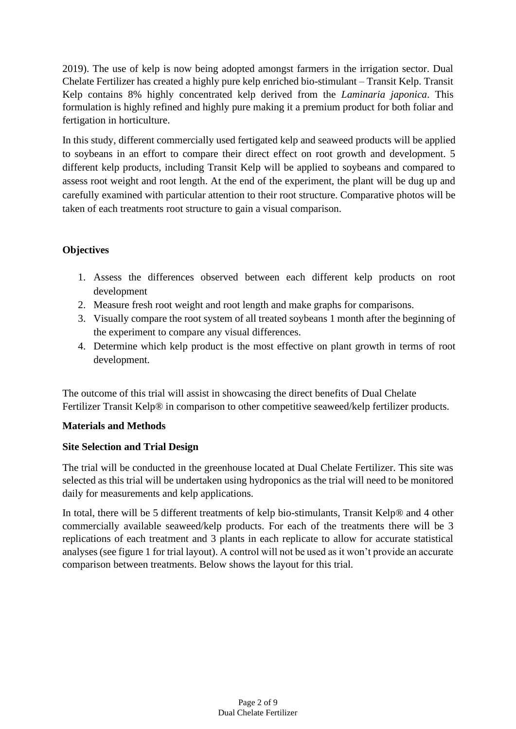2019). The use of kelp is now being adopted amongst farmers in the irrigation sector. Dual Chelate Fertilizer has created a highly pure kelp enriched bio-stimulant – Transit Kelp. Transit Kelp contains 8% highly concentrated kelp derived from the *Laminaria japonica*. This formulation is highly refined and highly pure making it a premium product for both foliar and fertigation in horticulture.

In this study, different commercially used fertigated kelp and seaweed products will be applied to soybeans in an effort to compare their direct effect on root growth and development. 5 different kelp products, including Transit Kelp will be applied to soybeans and compared to assess root weight and root length. At the end of the experiment, the plant will be dug up and carefully examined with particular attention to their root structure. Comparative photos will be taken of each treatments root structure to gain a visual comparison.

**Objectives**

1. Assess the differences observed between each different kelp products on root development
2. Measure fresh root weight and root length and make graphs for comparisons.
3. Visually compare the root system of all treated soybeans 1 month after the beginning of the experiment to compare any visual differences.
4. Determine which kelp product is the most effective on plant growth in terms of root development.

The outcome of this trial will assist in showcasing the direct benefits of Dual Chelate Fertilizer Transit Kelp® in comparison to other competitive seaweed/kelp fertilizer products.

**Materials and Methods**

**Site Selection and Trial Design**

The trial will be conducted in the greenhouse located at Dual Chelate Fertilizer. This site was selected as this trial will be undertaken using hydroponics as the trial will need to be monitored daily for measurements and kelp applications.

In total, there will be 5 different treatments of kelp bio-stimulants, Transit Kelp® and 4 other commercially available seaweed/kelp products. For each of the treatments there will be 3 replications of each treatment and 3 plants in each replicate to allow for accurate statistical analyses (see figure 1 for trial layout). A control will not be used as it won't provide an accurate comparison between treatments. Below shows the layout for this trial.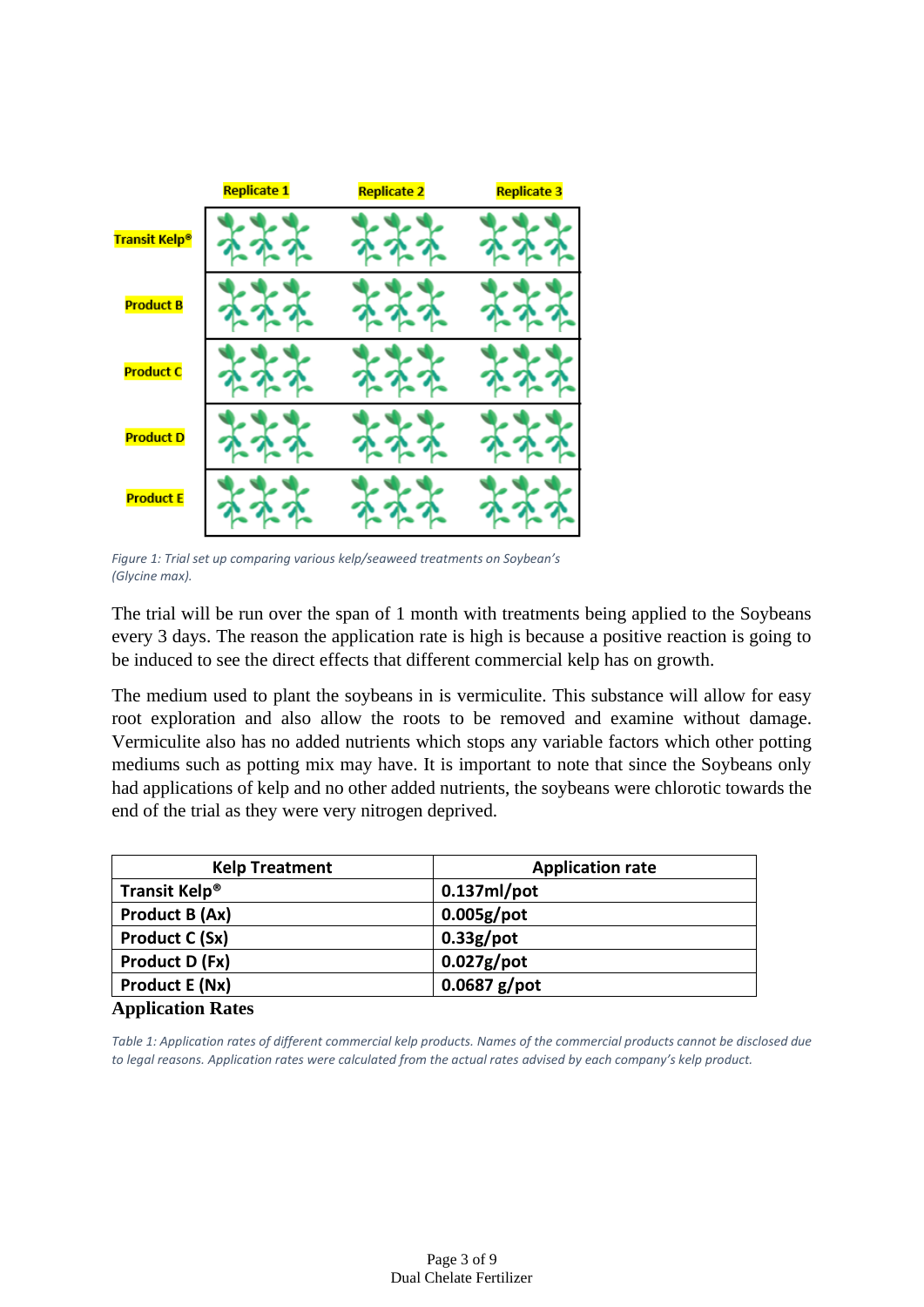| | Replicate 1 | Replicate 2 | Replicate 3 |
|---|---|---|---|
| Transit Kelp® | | | |
| Product B | | | |
| Product C | | | |
| Product D | | | |
| Product E | | | |

*Figure 1: Trial set up comparing various kelp/seaweed treatments on Soybean's (Glycine max).*

The trial will be run over the span of 1 month with treatments being applied to the Soybeans every 3 days. The reason the application rate is high is because a positive reaction is going to be induced to see the direct effects that different commercial kelp has on growth.

The medium used to plant the soybeans in is vermiculite. This substance will allow for easy root exploration and also allow the roots to be removed and examine without damage. Vermiculite also has no added nutrients which stops any variable factors which other potting mediums such as potting mix may have. It is important to note that since the Soybeans only had applications of kelp and no other added nutrients, the soybeans were chlorotic towards the end of the trial as they were very nitrogen deprived.

| Kelp Treatment | Application rate |
|---|---|
| **Transit Kelp®** | **0.137ml/pot** |
| **Product B (Ax)** | **0.005g/pot** |
| **Product C (Sx)** | **0.33g/pot** |
| **Product D (Fx)** | **0.027g/pot** |
| **Product E (Nx)** | **0.0687 g/pot** |

**Application Rates**

*Table 1: Application rates of different commercial kelp products. Names of the commercial products cannot be disclosed due to legal reasons. Application rates were calculated from the actual rates advised by each company's kelp product.*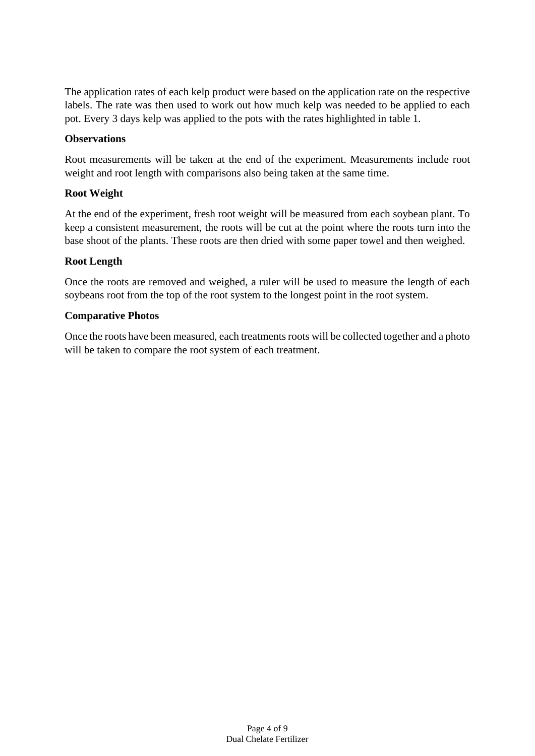The application rates of each kelp product were based on the application rate on the respective labels. The rate was then used to work out how much kelp was needed to be applied to each pot. Every 3 days kelp was applied to the pots with the rates highlighted in table 1.

**Observations**

Root measurements will be taken at the end of the experiment. Measurements include root weight and root length with comparisons also being taken at the same time.

**Root Weight**

At the end of the experiment, fresh root weight will be measured from each soybean plant. To keep a consistent measurement, the roots will be cut at the point where the roots turn into the base shoot of the plants. These roots are then dried with some paper towel and then weighed.

**Root Length**

Once the roots are removed and weighed, a ruler will be used to measure the length of each soybeans root from the top of the root system to the longest point in the root system.

**Comparative Photos**

Once the roots have been measured, each treatments roots will be collected together and a photo will be taken to compare the root system of each treatment.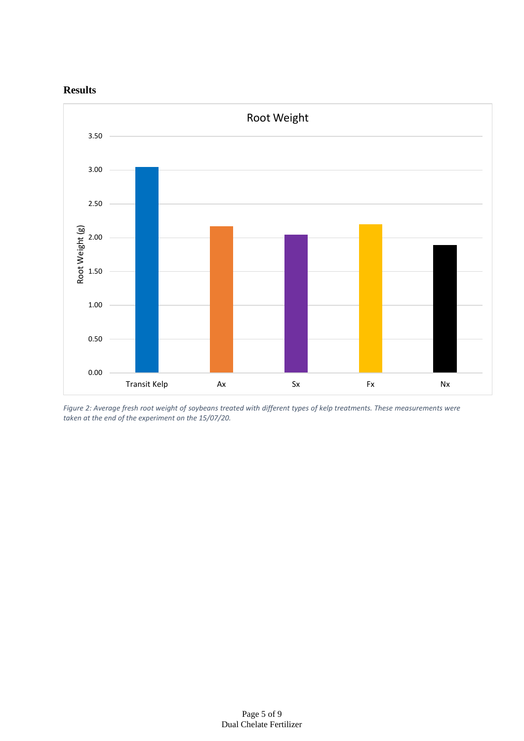**Results**

*Figure 2: Average fresh root weight of soybeans treated with different types of kelp treatments. These measurements were taken at the end of the experiment on the 15/07/20.*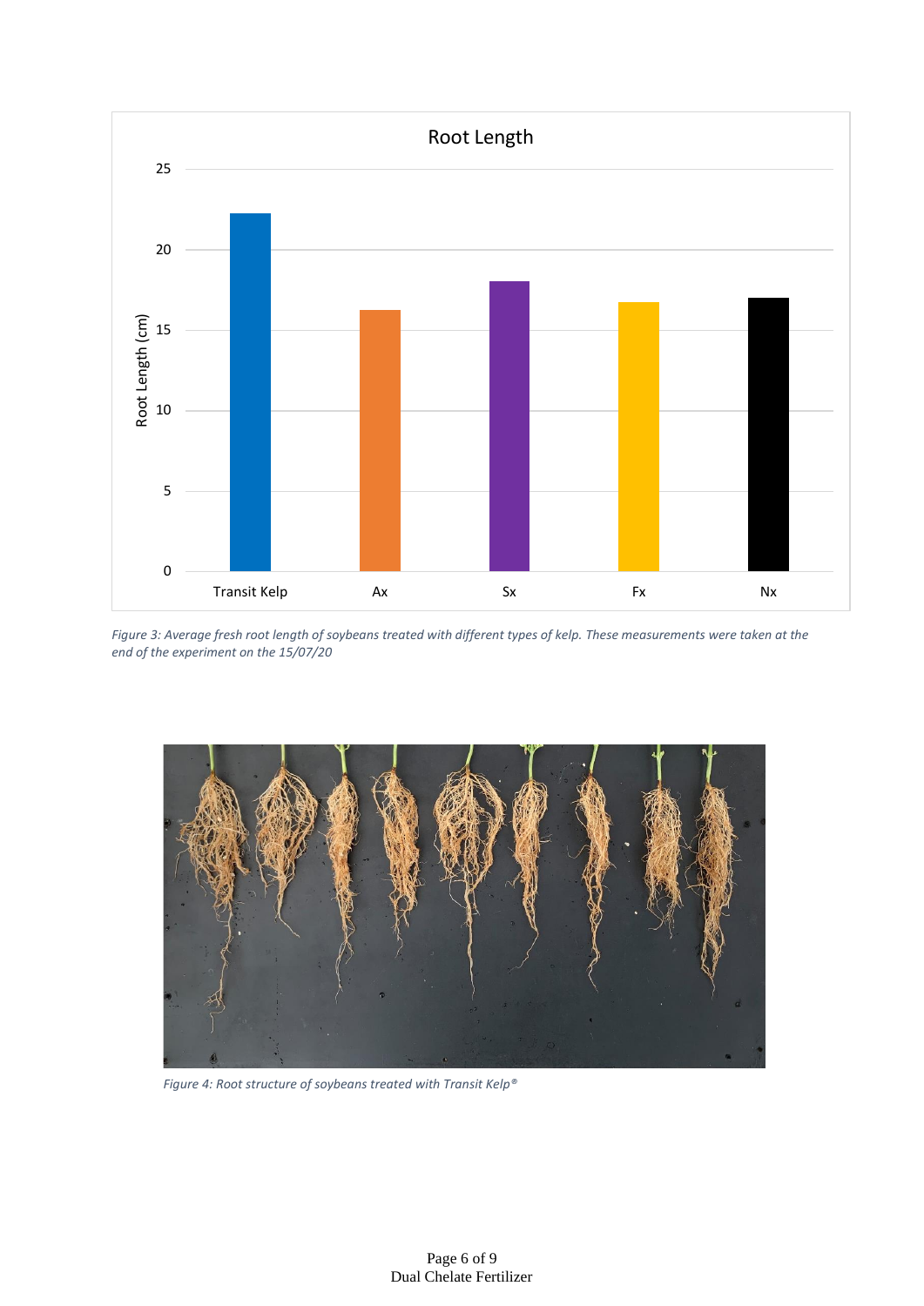*Figure 3: Average fresh root length of soybeans treated with different types of kelp. These measurements were taken at the end of the experiment on the 15/07/20*

*Figure 4: Root structure of soybeans treated with Transit Kelp®*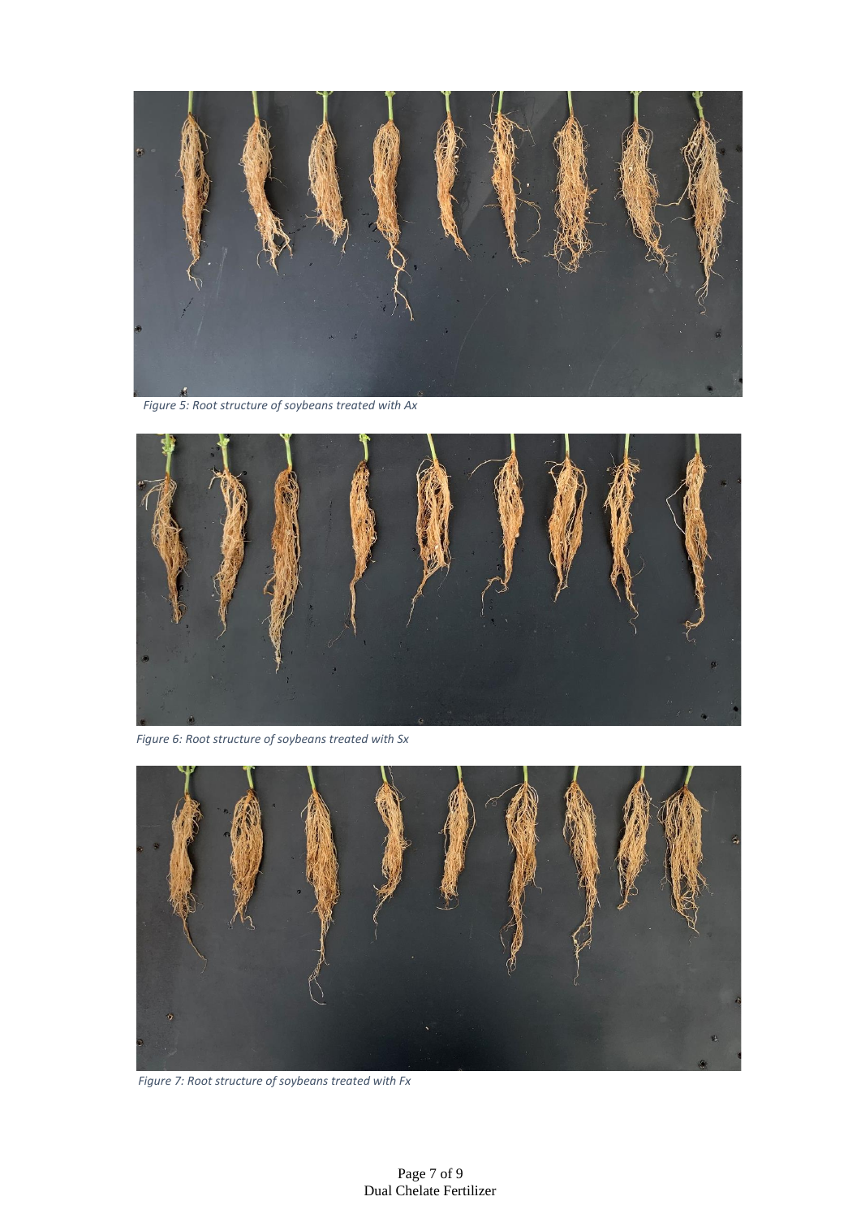*Figure 5: Root structure of soybeans treated with Ax*

*Figure 6: Root structure of soybeans treated with Sx*

*Figure 7: Root structure of soybeans treated with Fx*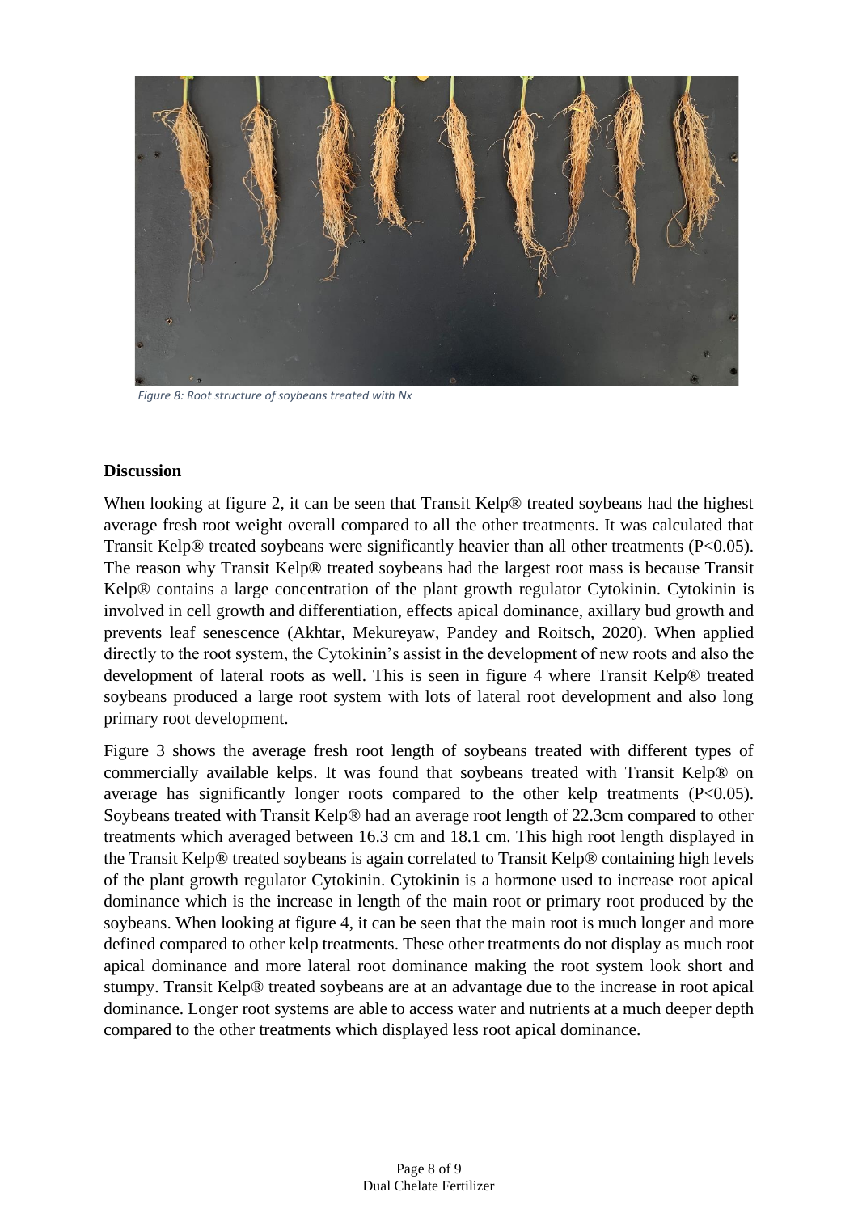*Figure 8: Root structure of soybeans treated with Nx*

## Discussion

When looking at figure 2, it can be seen that Transit Kelp® treated soybeans had the highest average fresh root weight overall compared to all the other treatments. It was calculated that Transit Kelp® treated soybeans were significantly heavier than all other treatments ($P<0.05$). The reason why Transit Kelp® treated soybeans had the largest root mass is because Transit Kelp® contains a large concentration of the plant growth regulator Cytokinin. Cytokinin is involved in cell growth and differentiation, effects apical dominance, axillary bud growth and prevents leaf senescence (Akhtar, Mekureyaw, Pandey and Roitsch, 2020). When applied directly to the root system, the Cytokinin's assist in the development of new roots and also the development of lateral roots as well. This is seen in figure 4 where Transit Kelp® treated soybeans produced a large root system with lots of lateral root development and also long primary root development.

Figure 3 shows the average fresh root length of soybeans treated with different types of commercially available kelps. It was found that soybeans treated with Transit Kelp® on average has significantly longer roots compared to the other kelp treatments ($P<0.05$). Soybeans treated with Transit Kelp® had an average root length of 22.3cm compared to other treatments which averaged between 16.3 cm and 18.1 cm. This high root length displayed in the Transit Kelp® treated soybeans is again correlated to Transit Kelp® containing high levels of the plant growth regulator Cytokinin. Cytokinin is a hormone used to increase root apical dominance which is the increase in length of the main root or primary root produced by the soybeans. When looking at figure 4, it can be seen that the main root is much longer and more defined compared to other kelp treatments. These other treatments do not display as much root apical dominance and more lateral root dominance making the root system look short and stumpy. Transit Kelp® treated soybeans are at an advantage due to the increase in root apical dominance. Longer root systems are able to access water and nutrients at a much deeper depth compared to the other treatments which displayed less root apical dominance.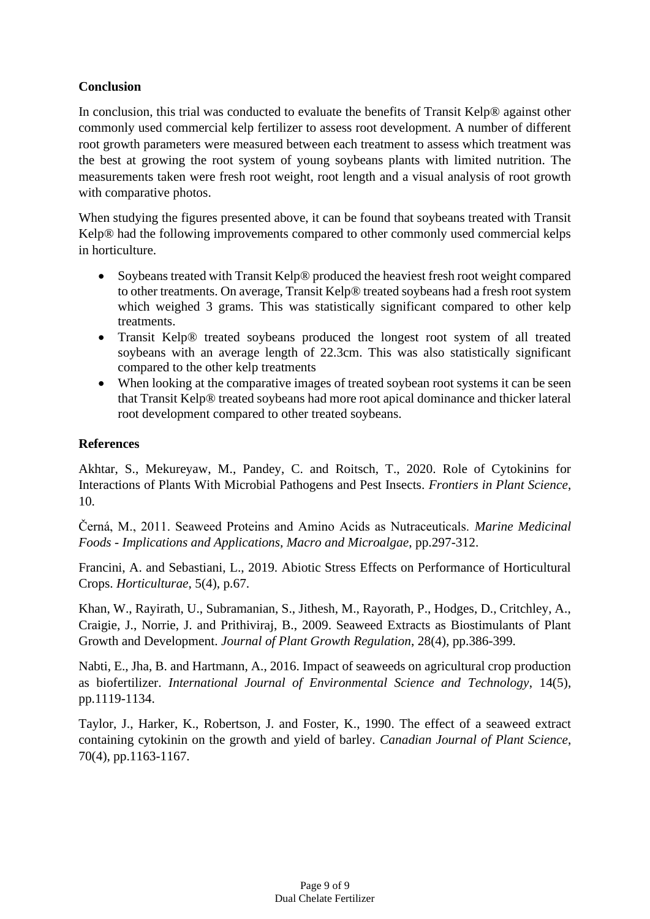## Conclusion

In conclusion, this trial was conducted to evaluate the benefits of Transit Kelp® against other commonly used commercial kelp fertilizer to assess root development. A number of different root growth parameters were measured between each treatment to assess which treatment was the best at growing the root system of young soybeans plants with limited nutrition. The measurements taken were fresh root weight, root length and a visual analysis of root growth with comparative photos.

When studying the figures presented above, it can be found that soybeans treated with Transit Kelp® had the following improvements compared to other commonly used commercial kelps in horticulture.

- Soybeans treated with Transit Kelp® produced the heaviest fresh root weight compared to other treatments. On average, Transit Kelp® treated soybeans had a fresh root system which weighed 3 grams. This was statistically significant compared to other kelp treatments.
- Transit Kelp® treated soybeans produced the longest root system of all treated soybeans with an average length of 22.3cm. This was also statistically significant compared to the other kelp treatments
- When looking at the comparative images of treated soybean root systems it can be seen that Transit Kelp® treated soybeans had more root apical dominance and thicker lateral root development compared to other treated soybeans.

## References

Akhtar, S., Mekureyaw, M., Pandey, C. and Roitsch, T., 2020. Role of Cytokinins for Interactions of Plants With Microbial Pathogens and Pest Insects. *Frontiers in Plant Science*, 10.

Černá, M., 2011. Seaweed Proteins and Amino Acids as Nutraceuticals. *Marine Medicinal Foods - Implications and Applications, Macro and Microalgae*, pp.297-312.

Francini, A. and Sebastiani, L., 2019. Abiotic Stress Effects on Performance of Horticultural Crops. *Horticulturae*, 5(4), p.67.

Khan, W., Rayirath, U., Subramanian, S., Jithesh, M., Rayorath, P., Hodges, D., Critchley, A., Craigie, J., Norrie, J. and Prithiviraj, B., 2009. Seaweed Extracts as Biostimulants of Plant Growth and Development. *Journal of Plant Growth Regulation*, 28(4), pp.386-399.

Nabti, E., Jha, B. and Hartmann, A., 2016. Impact of seaweeds on agricultural crop production as biofertilizer. *International Journal of Environmental Science and Technology*, 14(5), pp.1119-1134.

Taylor, J., Harker, K., Robertson, J. and Foster, K., 1990. The effect of a seaweed extract containing cytokinin on the growth and yield of barley. *Canadian Journal of Plant Science*, 70(4), pp.1163-1167.